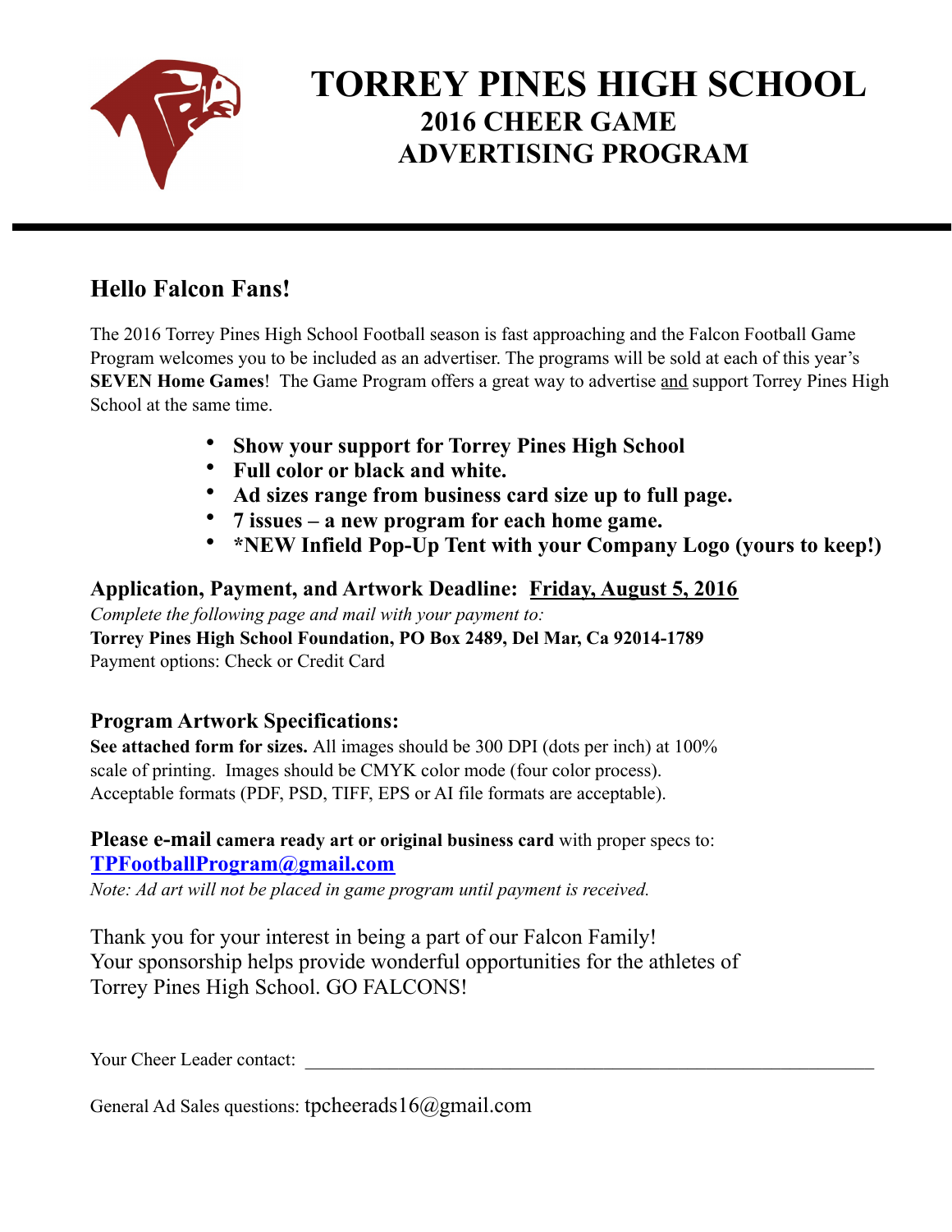# TORREY PINES HIGH SCHOOL

## 2016 CHEER GAME ADVERTISING PROGRAM

---

### Hello Falcon Fans!

The 2016 Torrey Pines High School Football season is fast approaching and the Falcon Football Game Program welcomes you to be included as an advertiser. The programs will be sold at each of this year's **SEVEN Home Games**! The Game Program offers a great way to advertise <u>and</u> support Torrey Pines High School at the same time.

- **Show your support for Torrey Pines High School**
- **Full color or black and white.**
- **Ad sizes range from business card size up to full page.**
- **7 issues – a new program for each home game.**
- **\*NEW Infield Pop-Up Tent with your Company Logo (yours to keep!)**

### Application, Payment, and Artwork Deadline: <u>Friday, August 5, 2016</u>

*Complete the following page and mail with your payment to:*
**Torrey Pines High School Foundation, PO Box 2489, Del Mar, Ca 92014-1789**
Payment options: Check or Credit Card

### Program Artwork Specifications:

**See attached form for sizes.** All images should be 300 DPI (dots per inch) at 100% scale of printing. Images should be CMYK color mode (four color process). Acceptable formats (PDF, PSD, TIFF, EPS or AI file formats are acceptable).

**Please e-mail camera ready art or original business card** with proper specs to: **TPFootballProgram@gmail.com**
*Note: Ad art will not be placed in game program until payment is received.*

Thank you for your interest in being a part of our Falcon Family!
Your sponsorship helps provide wonderful opportunities for the athletes of Torrey Pines High School. GO FALCONS!

Your Cheer Leader contact: ____________________________________________

General Ad Sales questions: tpcheerads16@gmail.com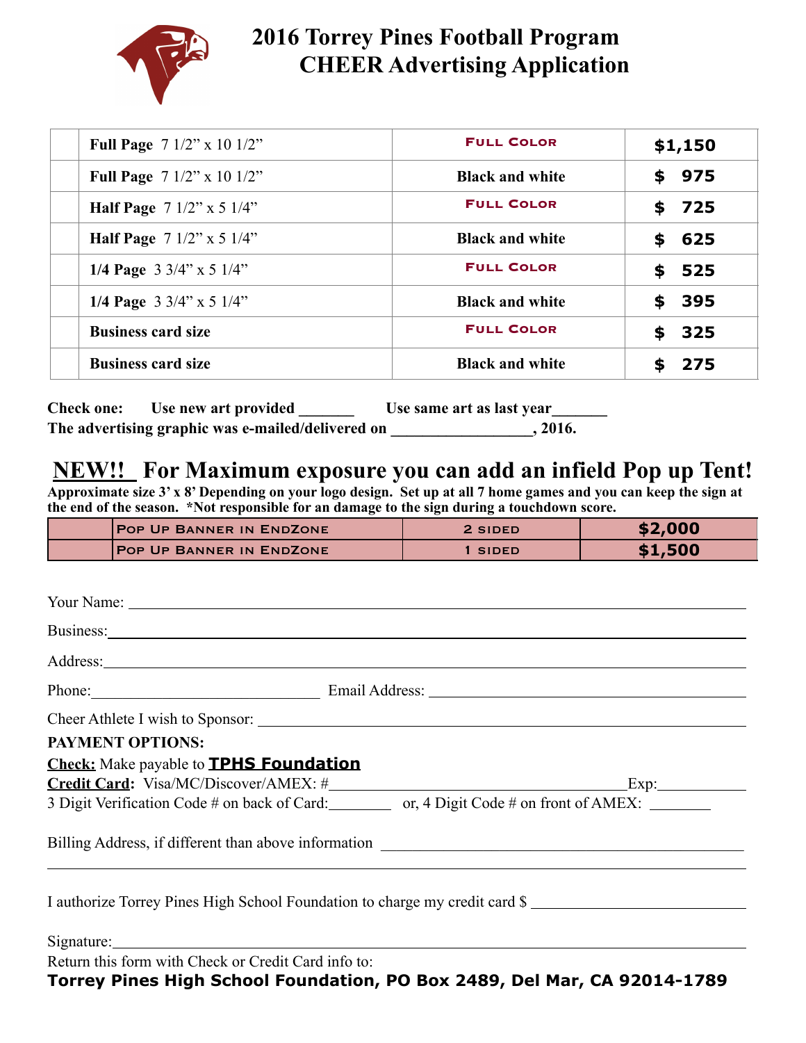# 2016 Torrey Pines Football Program
# CHEER Advertising Application

| | | | |
|---|---|---|---|
| | **Full Page** 7 1/2" x 10 1/2" | **Full Color** | **$1,150** |
| | **Full Page** 7 1/2" x 10 1/2" | **Black and white** | **$ 975** |
| | **Half Page** 7 1/2" x 5 1/4" | **Full Color** | **$ 725** |
| | **Half Page** 7 1/2" x 5 1/4" | **Black and white** | **$ 625** |
| | **1/4 Page** 3 3/4" x 5 1/4" | **Full Color** | **$ 525** |
| | **1/4 Page** 3 3/4" x 5 1/4" | **Black and white** | **$ 395** |
| | **Business card size** | **Full Color** | **$ 325** |
| | **Business card size** | **Black and white** | **$ 275** |

**Check one: Use new art provided _______ Use same art as last year_______**
**The advertising graphic was e-mailed/delivered on _________________, 2016.**

## <u>NEW!!</u> For Maximum exposure you can add an infield Pop up Tent!

**Approximate size 3' x 8' Depending on your logo design. Set up at all 7 home games and you can keep the sign at the end of the season. *Not responsible for an damage to the sign during a touchdown score.**

| | | | |
|---|---|---|---|
| | **Pop Up Banner in EndZone** | **2 sided** | **$2,000** |
| | **Pop Up Banner in EndZone** | **1 sided** | **$1,500** |

Your Name: ______________________________________________

Business: ______________________________________________

Address: ______________________________________________

Phone: ______________________ Email Address: ______________________

Cheer Athlete I wish to Sponsor: ______________________________________________

**PAYMENT OPTIONS:**

**<u>Check:</u>** Make payable to **<u>TPHS Foundation</u>**

**<u>Credit Card</u>:** Visa/MC/Discover/AMEX: #______________________________ Exp:__________

3 Digit Verification Code # on back of Card:________ or, 4 Digit Code # on front of AMEX: ________

Billing Address, if different than above information ______________________________________________

______________________________________________

I authorize Torrey Pines High School Foundation to charge my credit card $ ______________________

Signature: ______________________________________________

Return this form with Check or Credit Card info to:

**Torrey Pines High School Foundation, PO Box 2489, Del Mar, CA 92014-1789**